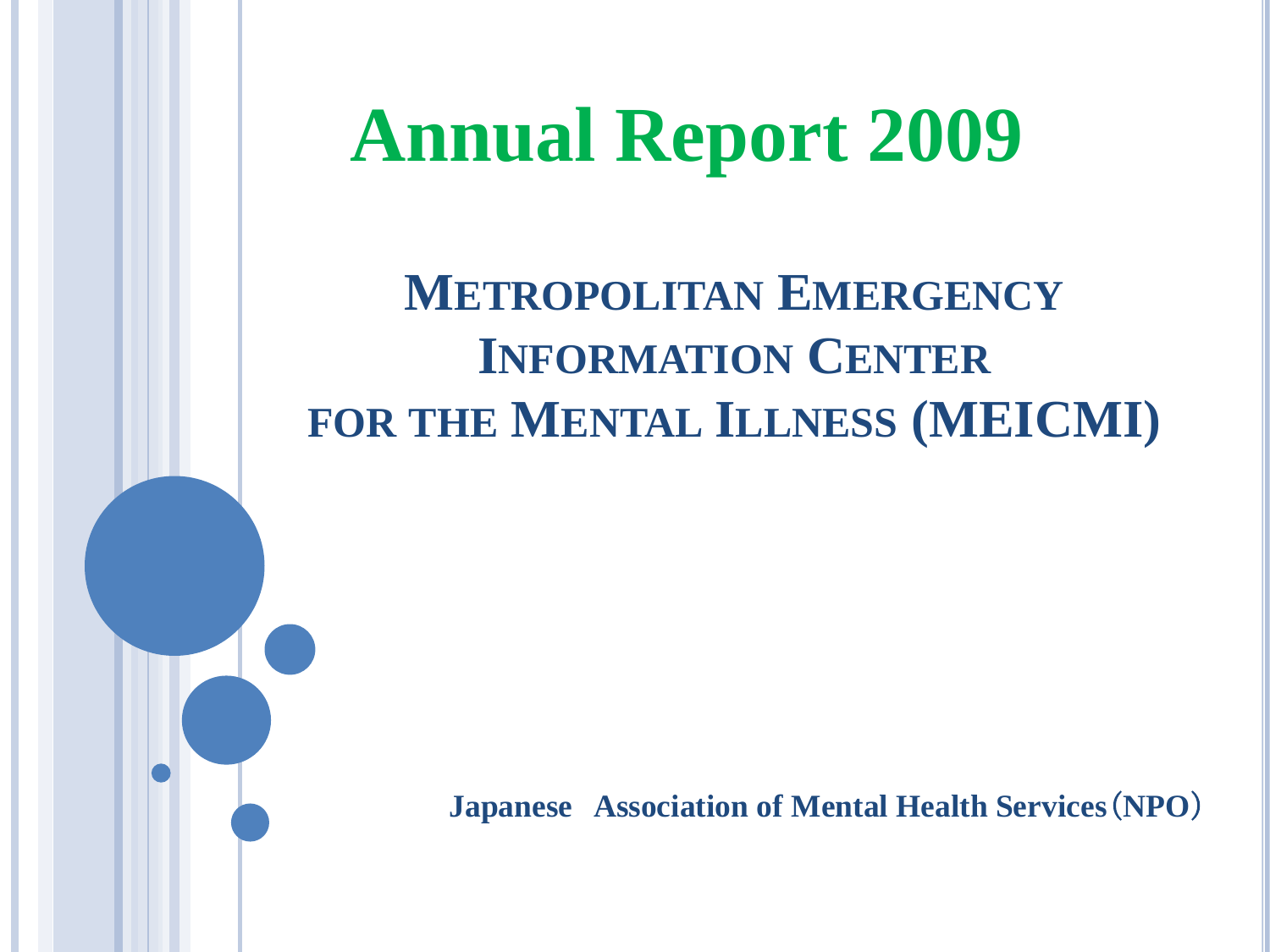# Annual Report 2009

## Metropolitan Emergency Information Center for the Mental Illness (MEICMI)

**Japanese Association of Mental Health Services（NPO）**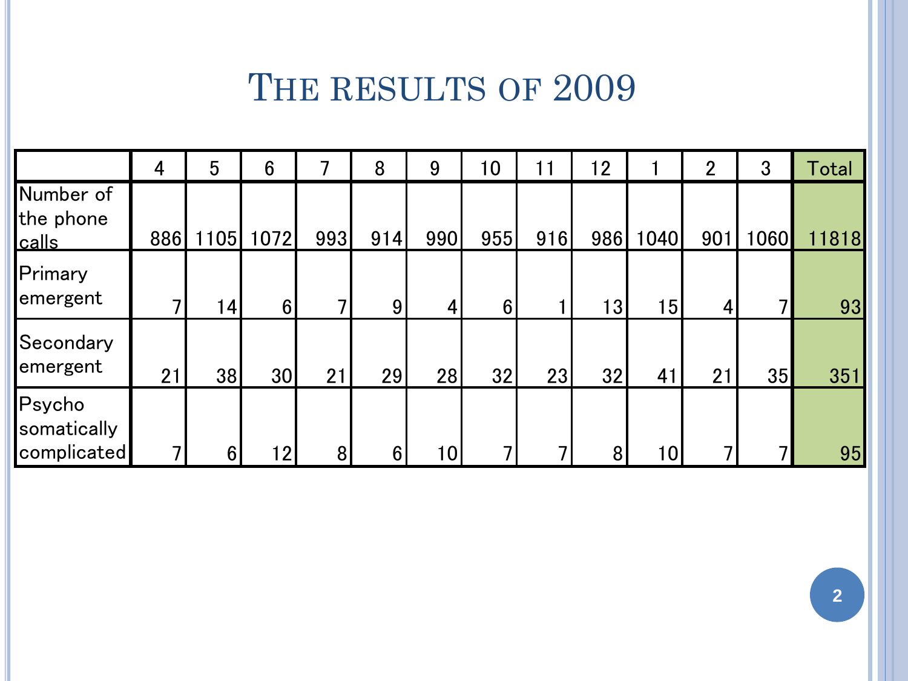# The results of 2009

| | 4 | 5 | 6 | 7 | 8 | 9 | 10 | 11 | 12 | 1 | 2 | 3 | Total |
|---|---|---|---|---|---|---|---|---|---|---|---|---|---|
| Number of the phone calls | 886 | 1105 | 1072 | 993 | 914 | 990 | 955 | 916 | 986 | 1040 | 901 | 1060 | 11818 |
| Primary emergent | 7 | 14 | 6 | 7 | 9 | 4 | 6 | 1 | 13 | 15 | 4 | 7 | 93 |
| Secondary emergent | 21 | 38 | 30 | 21 | 29 | 28 | 32 | 23 | 32 | 41 | 21 | 35 | 351 |
| Psycho somatically complicated | 7 | 6 | 12 | 8 | 6 | 10 | 7 | 7 | 8 | 10 | 7 | 7 | 95 |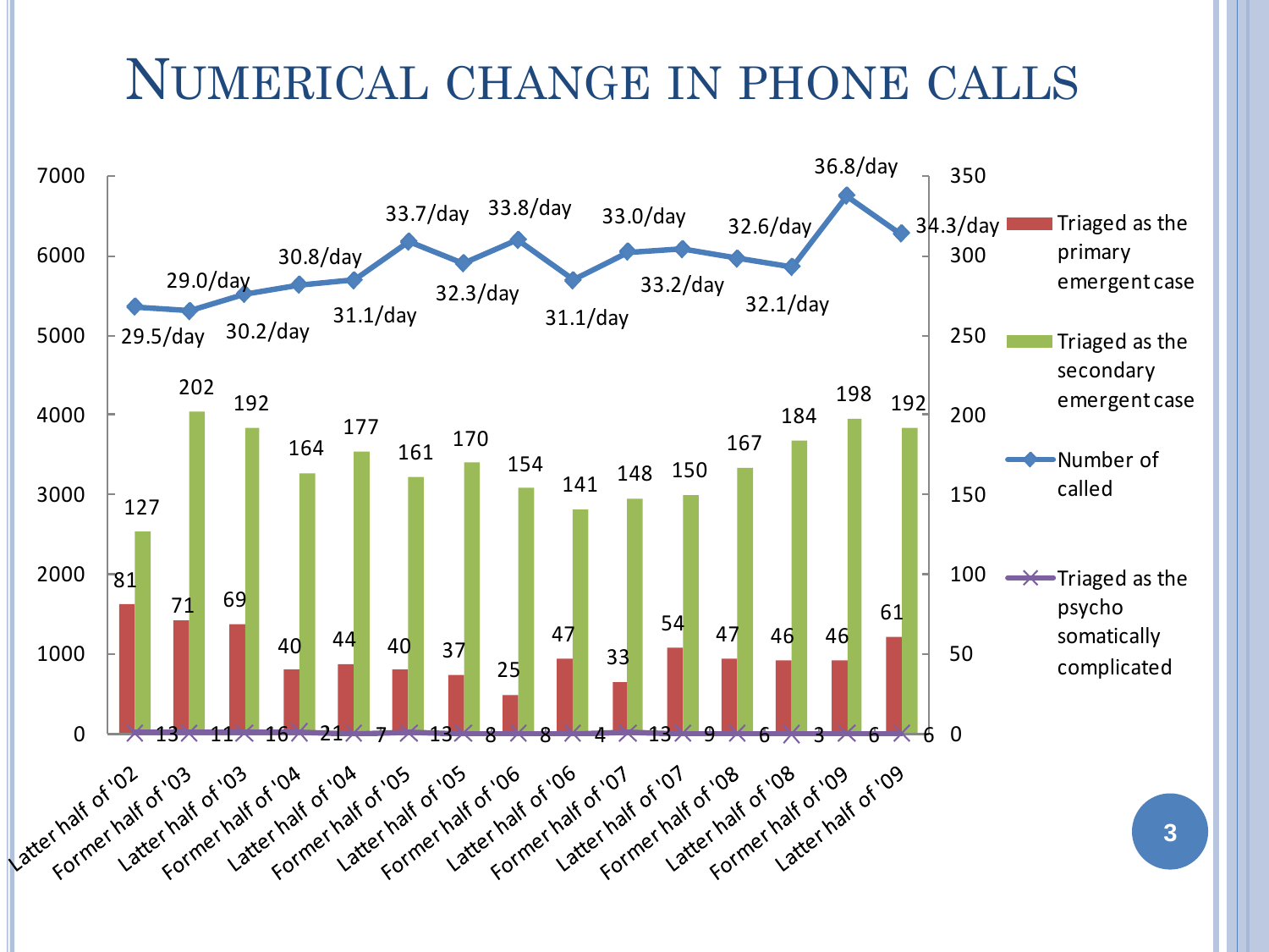# Numerical change in phone calls

7000
6000
5000
4000
3000
2000
1000
0

350
300
250
200
150
100
50
0

29.5/day
29.0/day
30.2/day
30.8/day
31.1/day
33.7/day
32.3/day
33.8/day
31.1/day
33.0/day
33.2/day
32.6/day
32.1/day
36.8/day
34.3/day

127
202
192
164
177
161
170
154
141
148
150
167
184
198
192

81
71
69
40
44
40
37
25
47
33
54
47
46
46
61

13
11
16
21
7
13
8
8
4
13
9
6
3
6
6

Latter half of '02
Former half of '03
Latter half of '03
Former half of '04
Latter half of '04
Former half of '05
Latter half of '05
Former half of '06
Latter half of '06
Former half of '07
Latter half of '07
Former half of '08
Latter half of '08
Former half of '09
Latter half of '09

Triaged as the primary emergent case

Triaged as the secondary emergent case

Number of called

Triaged as the psycho somatically complicated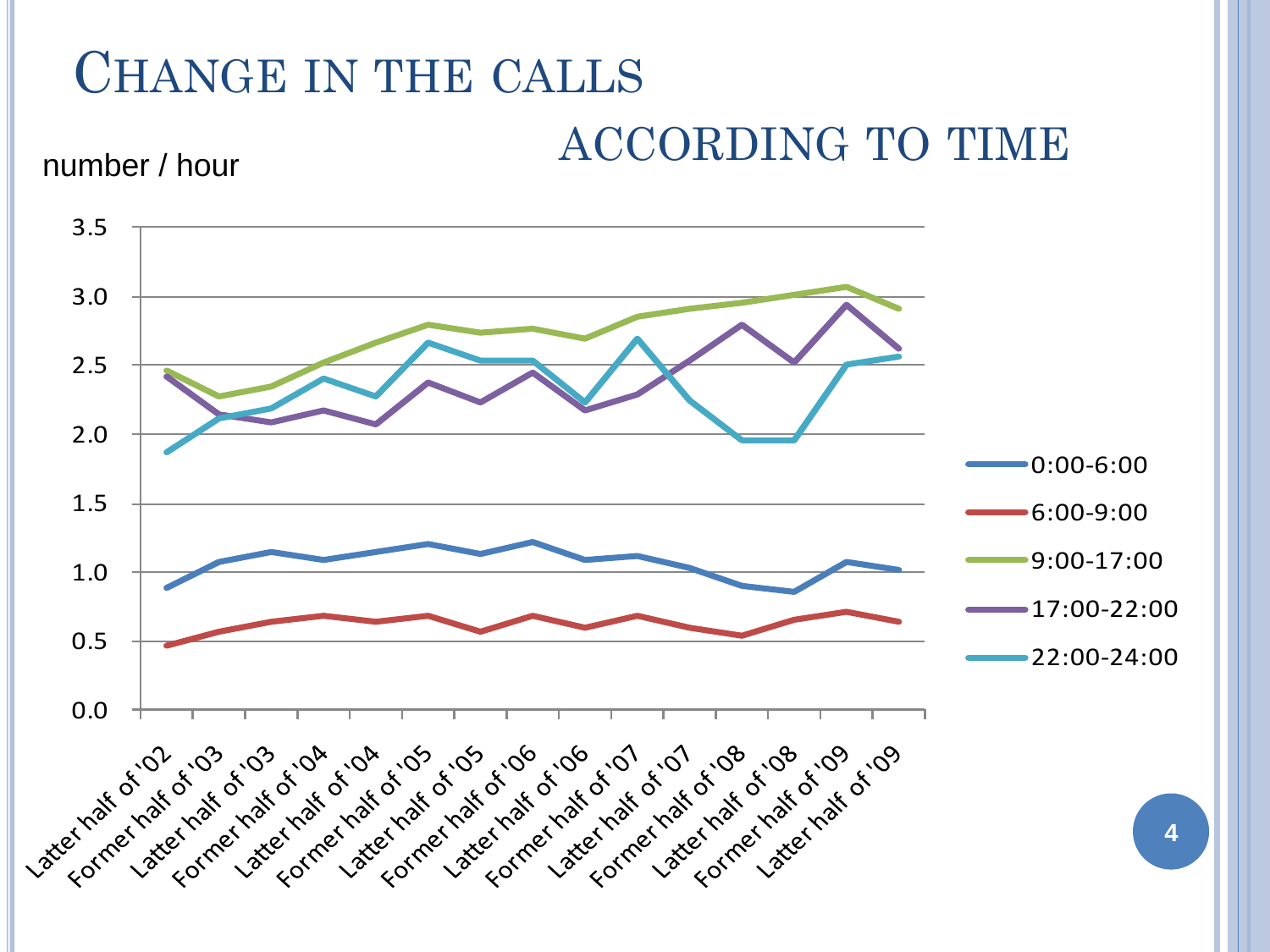# Change in the calls according to time

number / hour

3.5
3.0
2.5
2.0
1.5
1.0
0.5
0.0

Latter half of '02
Former half of '03
Latter half of '03
Former half of '04
Latter half of '04
Former half of '05
Latter half of '05
Former half of '06
Latter half of '06
Former half of '07
Latter half of '07
Former half of '08
Latter half of '08
Former half of '09
Latter half of '09

0:00-6:00
6:00-9:00
9:00-17:00
17:00-22:00
22:00-24:00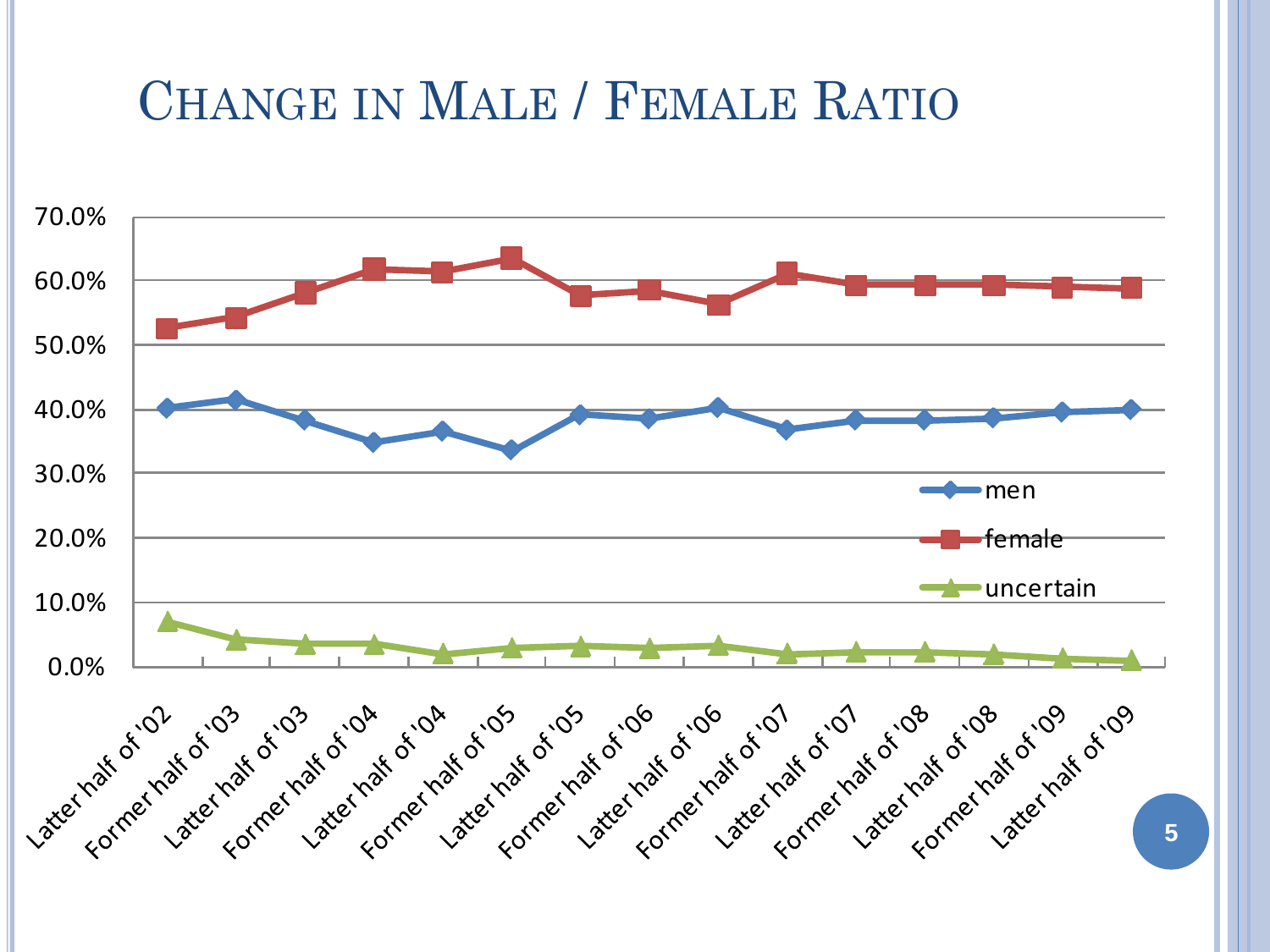# Change in Male / Female Ratio

70.0%
60.0%
50.0%
40.0%
30.0%
20.0%
10.0%
0.0%

men
female
uncertain

Latter half of '02
Former half of '03
Latter half of '03
Former half of '04
Latter half of '04
Former half of '05
Latter half of '05
Former half of '06
Latter half of '06
Former half of '07
Latter half of '07
Former half of '08
Latter half of '08
Former half of '09
Latter half of '09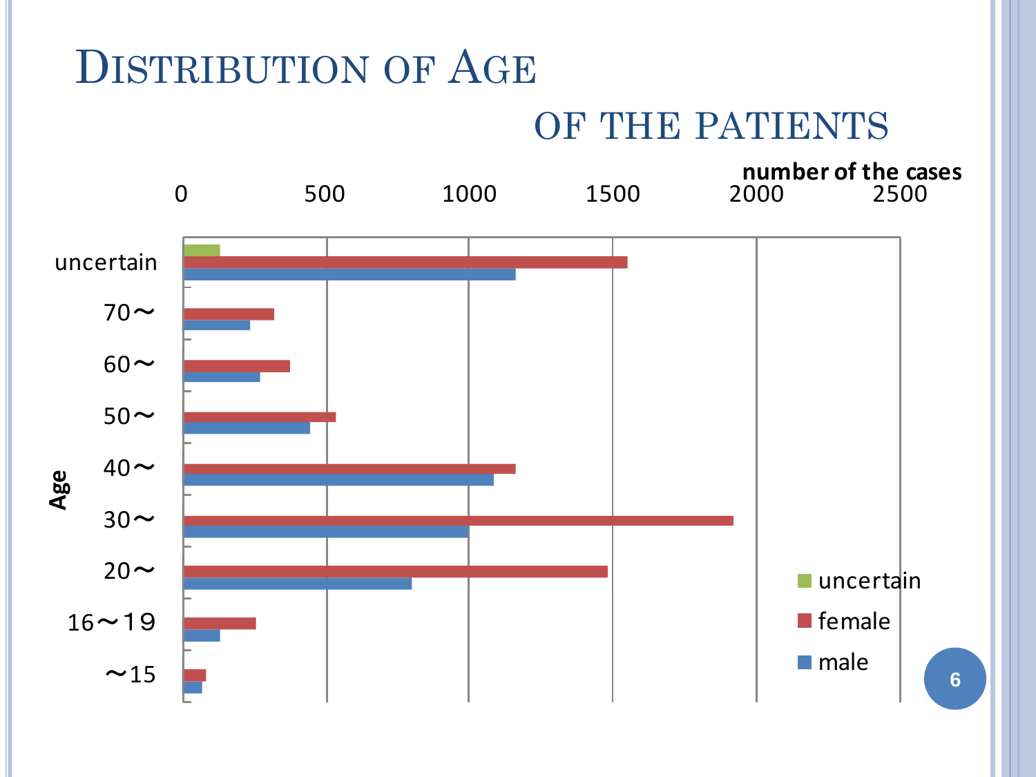# Distribution of Age of the Patients

number of the cases

0
500
1000
1500
2000
2500

Age

uncertain
70〜
60〜
50〜
40〜
30〜
20〜
16〜19
〜15

uncertain
female
male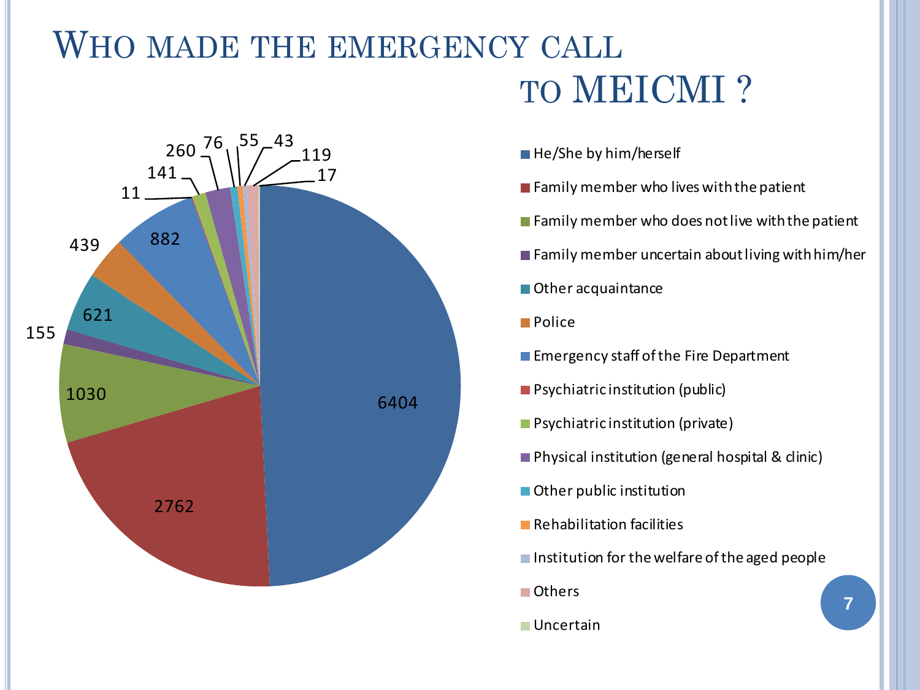# Who made the emergency call to MEICMI ?

6404

2762

1030

155

621

439

882

11

141

260

76

55

43

119

17

- He/She by him/herself
- Family member who lives with the patient
- Family member who does not live with the patient
- Family member uncertain about living with him/her
- Other acquaintance
- Police
- Emergency staff of the Fire Department
- Psychiatric institution (public)
- Psychiatric institution (private)
- Physical institution (general hospital & clinic)
- Other public institution
- Rehabilitation facilities
- Institution for the welfare of the aged people
- Others
- Uncertain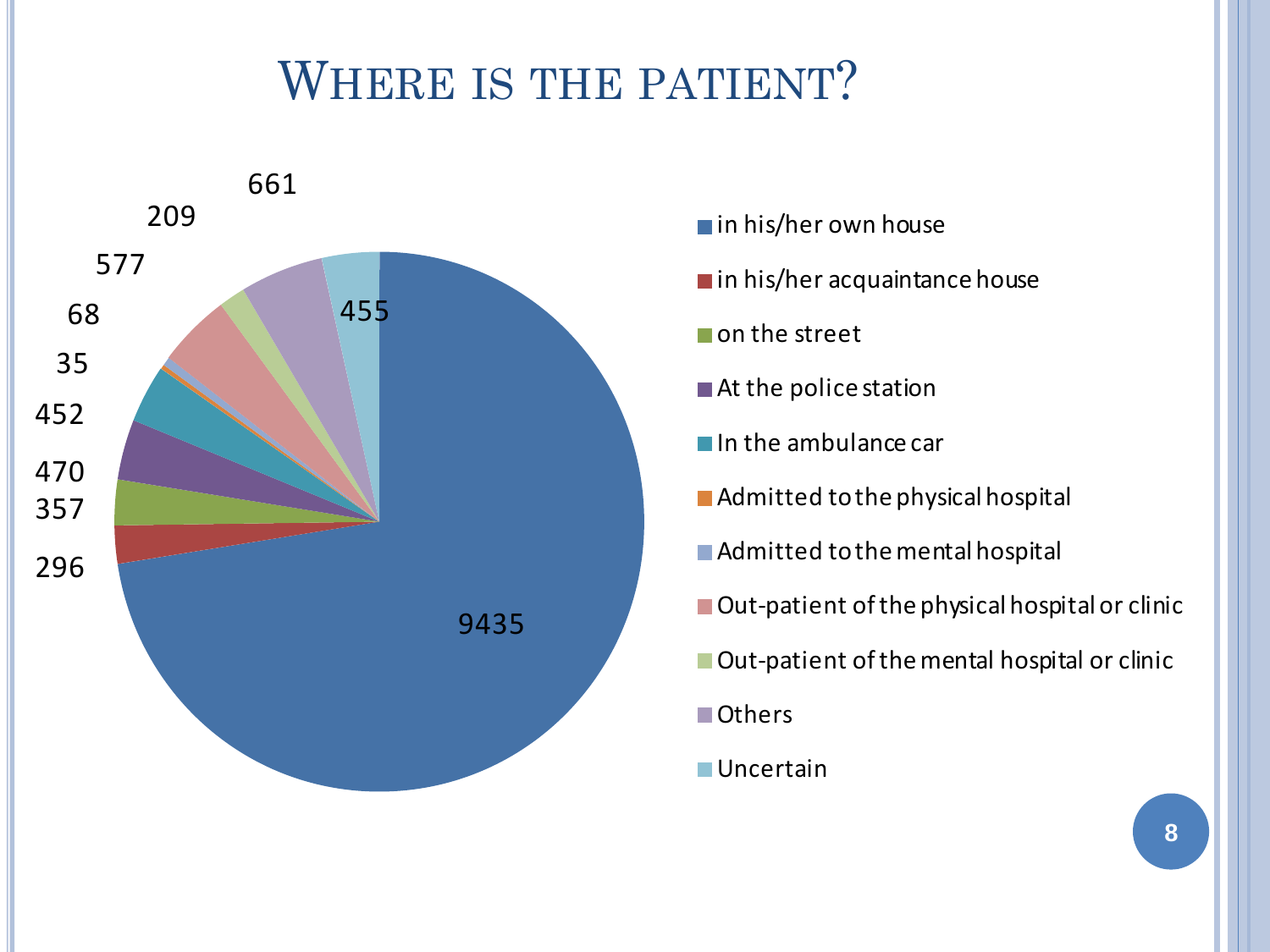# Where is the patient?

661

209

577

68

35

452

470

357

296

455

9435

- in his/her own house
- in his/her acquaintance house
- on the street
- At the police station
- In the ambulance car
- Admitted to the physical hospital
- Admitted to the mental hospital
- Out-patient of the physical hospital or clinic
- Out-patient of the mental hospital or clinic
- Others
- Uncertain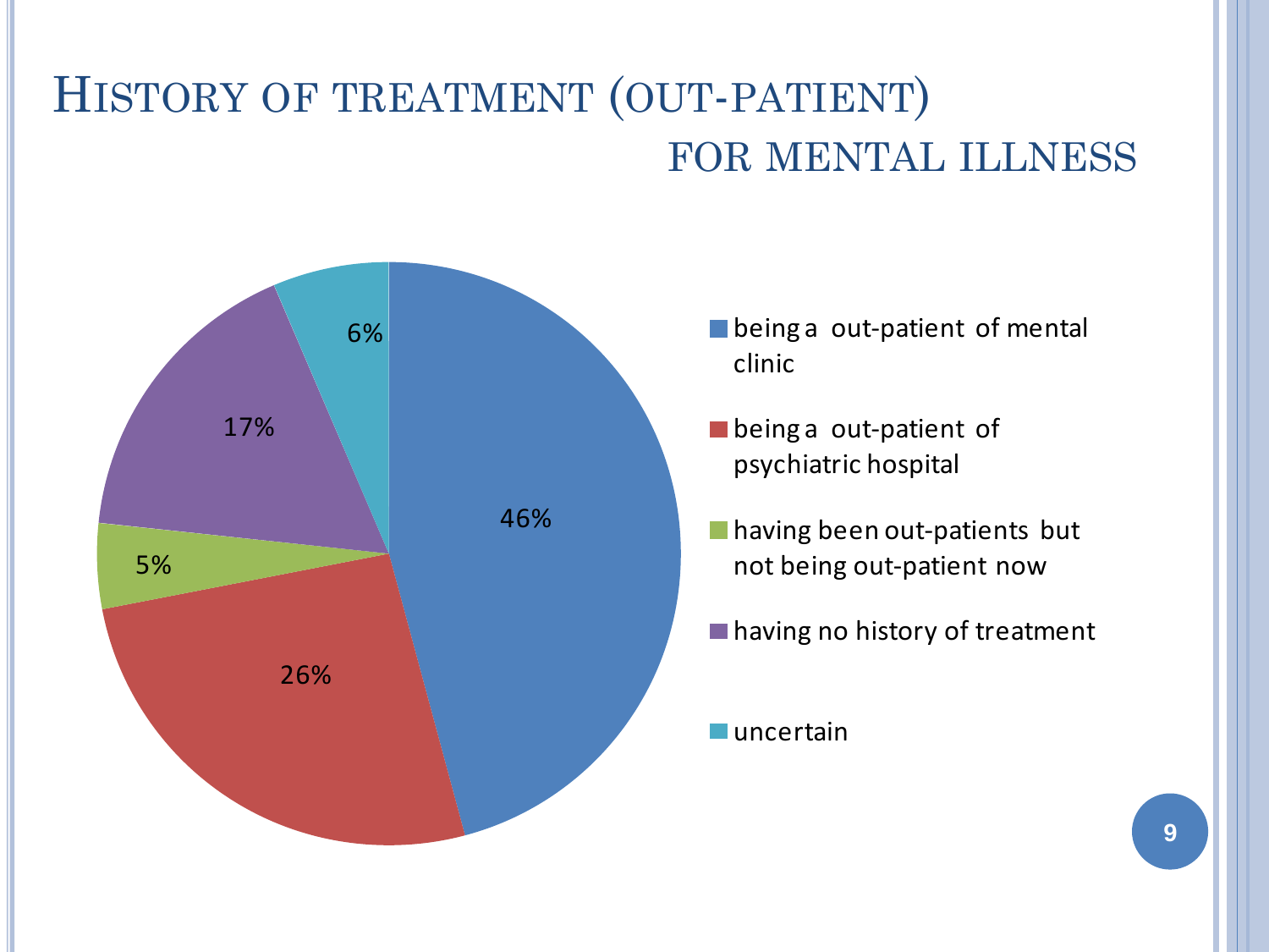# History of treatment (out-patient) for mental illness

46%

26%

5%

17%

6%

being a out-patient of mental clinic

being a out-patient of psychiatric hospital

having been out-patients but not being out-patient now

having no history of treatment

uncertain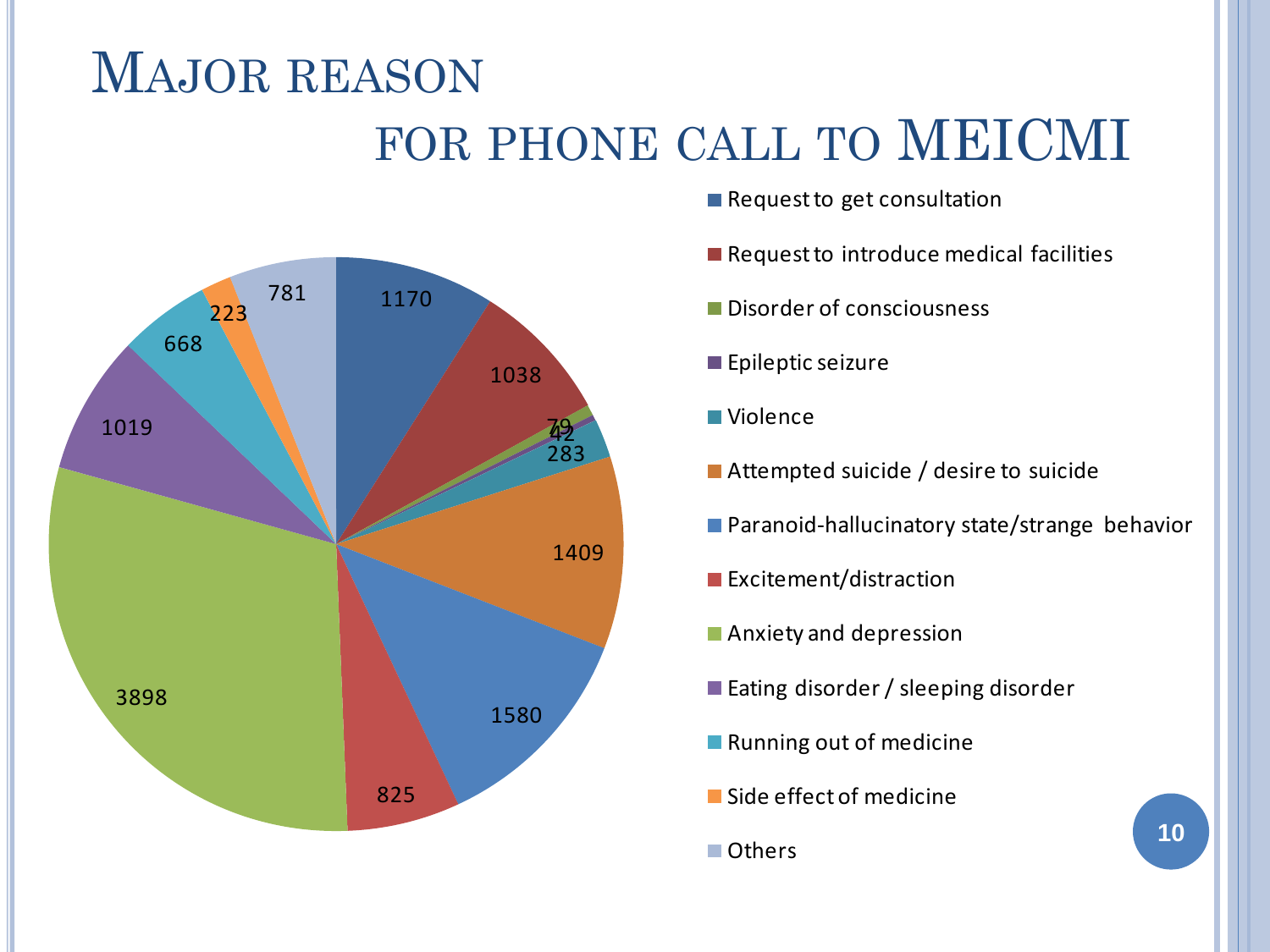# Major reason for phone call to MEICMI

1170
1038
79
42
283
1409
1580
825
3898
1019
668
223
781

- Request to get consultation
- Request to introduce medical facilities
- Disorder of consciousness
- Epileptic seizure
- Violence
- Attempted suicide / desire to suicide
- Paranoid-hallucinatory state/strange behavior
- Excitement/distraction
- Anxiety and depression
- Eating disorder / sleeping disorder
- Running out of medicine
- Side effect of medicine
- Others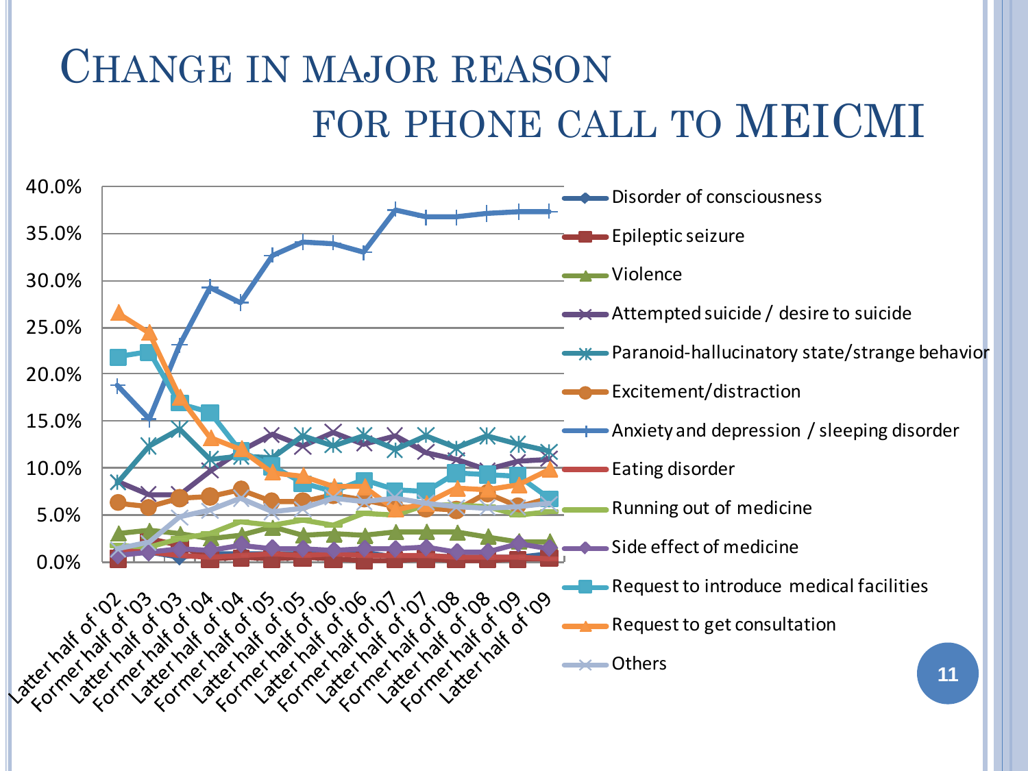# Change in major reason for phone call to MEICMI

40.0%
35.0%
30.0%
25.0%
20.0%
15.0%
10.0%
5.0%
0.0%

Latter half of '02
Former half of '03
Latter half of '03
Former half of '04
Latter half of '04
Former half of '05
Latter half of '05
Former half of '06
Latter half of '06
Former half of '07
Latter half of '07
Former half of '08
Latter half of '08
Former half of '09
Latter half of '09

Disorder of consciousness
Epileptic seizure
Violence
Attempted suicide / desire to suicide
Paranoid-hallucinatory state/strange behavior
Excitement/distraction
Anxiety and depression / sleeping disorder
Eating disorder
Running out of medicine
Side effect of medicine
Request to introduce medical facilities
Request to get consultation
Others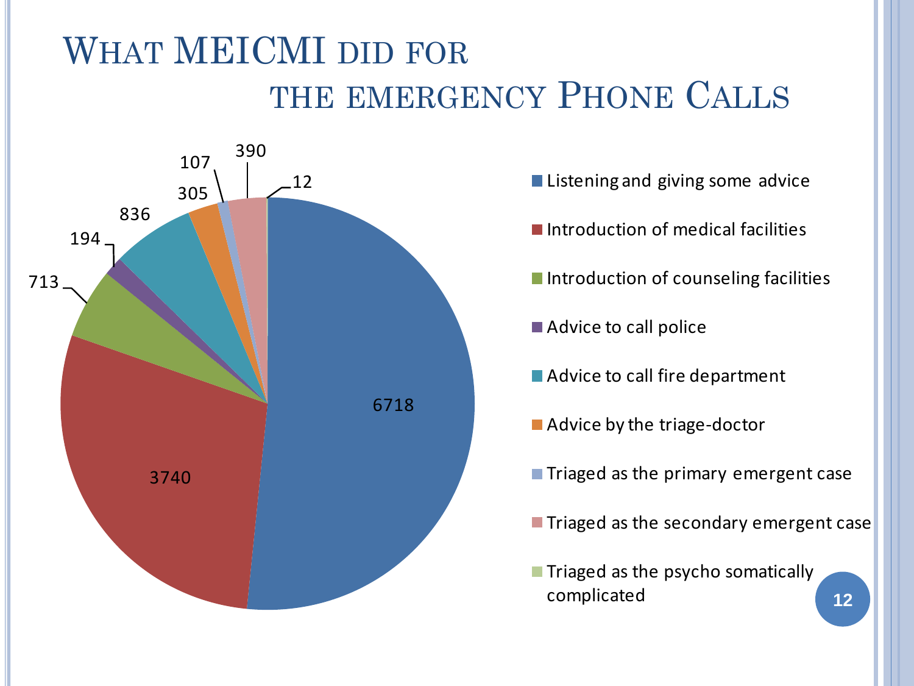# What MEICMI did for the emergency Phone Calls

6718
3740
713
194
836
305
107
390
12

- Listening and giving some advice
- Introduction of medical facilities
- Introduction of counseling facilities
- Advice to call police
- Advice to call fire department
- Advice by the triage-doctor
- Triaged as the primary emergent case
- Triaged as the secondary emergent case
- Triaged as the psycho somatically complicated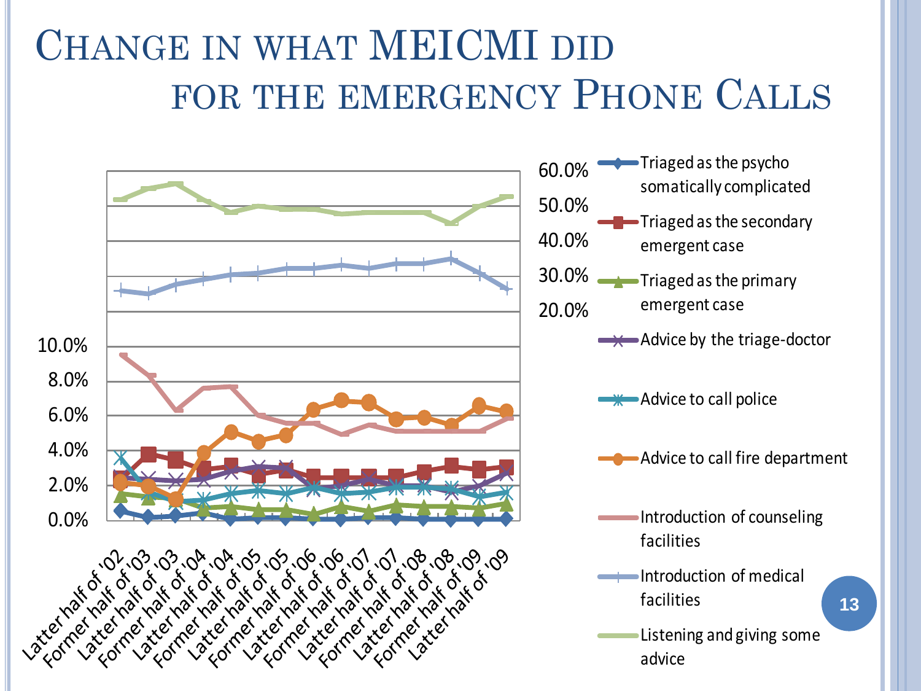# Change in what MEICMI did for the emergency Phone Calls

60.0%
50.0%
40.0%
30.0%
20.0%
10.0%
8.0%
6.0%
4.0%
2.0%
0.0%

Latter half of '02
Former half of '03
Latter half of '03
Former half of '04
Latter half of '04
Former half of '05
Latter half of '05
Former half of '06
Latter half of '06
Former half of '07
Latter half of '07
Former half of '08
Latter half of '08
Former half of '09
Latter half of '09

- Triaged as the psycho somatically complicated
- Triaged as the secondary emergent case
- Triaged as the primary emergent case
- Advice by the triage-doctor
- Advice to call police
- Advice to call fire department
- Introduction of counseling facilities
- Introduction of medical facilities
- Listening and giving some advice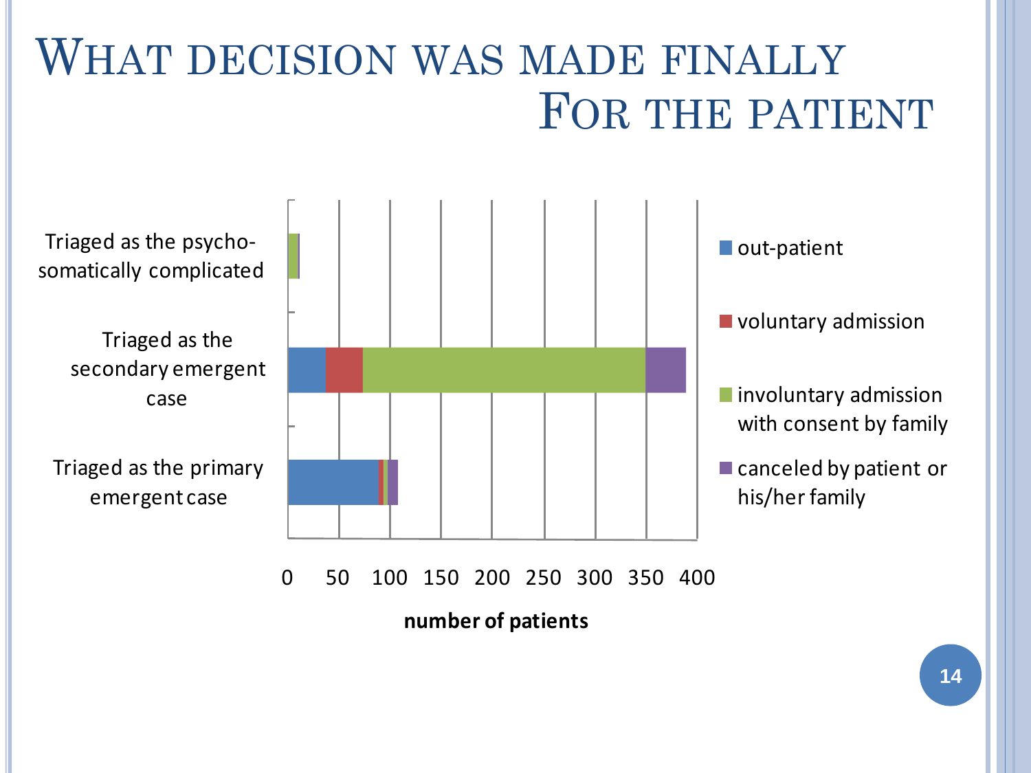# What decision was made finally for the patient

Triaged as the psycho-somatically complicated

Triaged as the secondary emergent case

Triaged as the primary emergent case

0 50 100 150 200 250 300 350 400

**number of patients**

out-patient

voluntary admission

involuntary admission with consent by family

canceled by patient or his/her family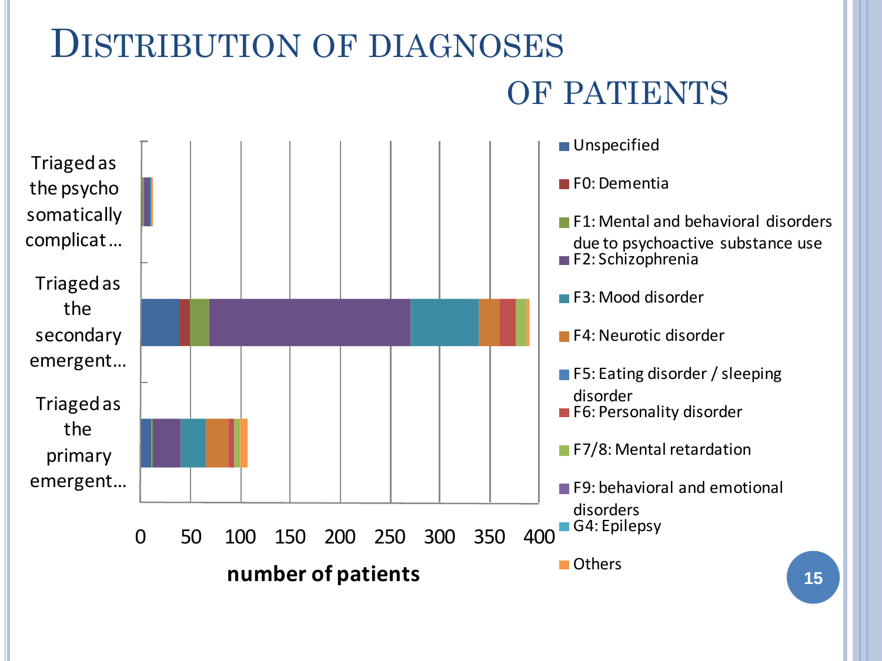# Distribution of diagnoses of patients

Triaged as the psycho somatically complicat…

Triaged as the secondary emergent…

Triaged as the primary emergent…

0 50 100 150 200 250 300 350 400

**number of patients**

- Unspecified
- F0: Dementia
- F1: Mental and behavioral disorders due to psychoactive substance use
- F2: Schizophrenia
- F3: Mood disorder
- F4: Neurotic disorder
- F5: Eating disorder / sleeping disorder
- F6: Personality disorder
- F7/8: Mental retardation
- F9: behavioral and emotional disorders
- G4: Epilepsy
- Others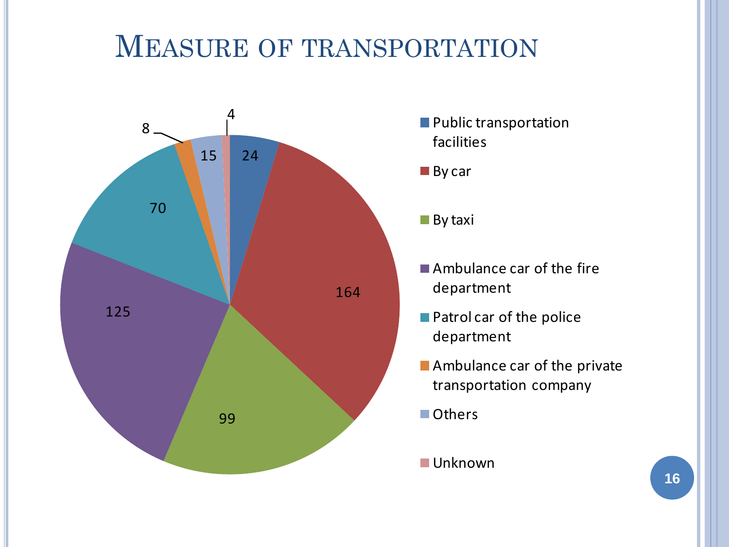# Measure of transportation

4
8
15
24
70
164
125
99

Public transportation facilities
By car
By taxi
Ambulance car of the fire department
Patrol car of the police department
Ambulance car of the private transportation company
Others
Unknown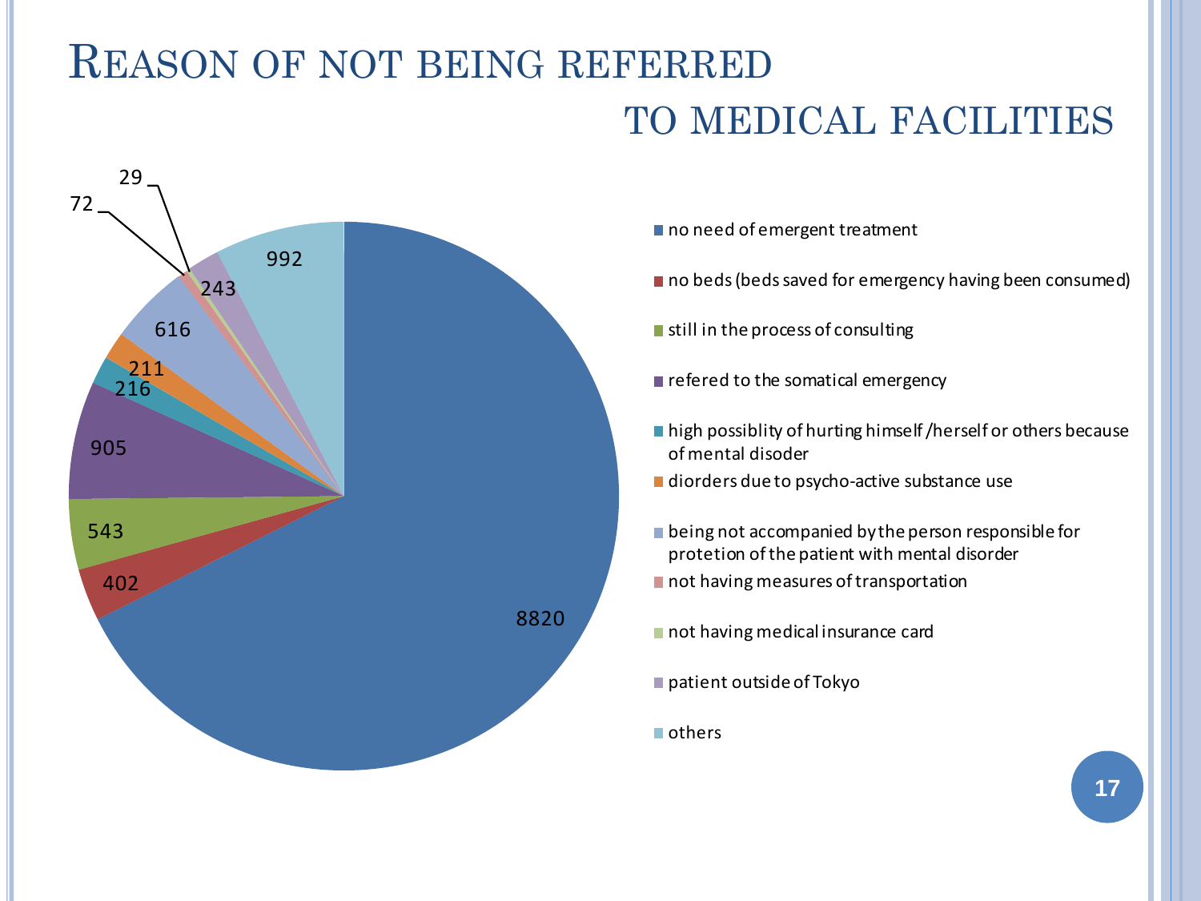# Reason of not being referred to medical facilities

29

72

992

243

616

211

216

905

543

402

8820

- no need of emergent treatment
- no beds (beds saved for emergency having been consumed)
- still in the process of consulting
- refered to the somatical emergency
- high possiblity of hurting himself /herself or others because of mental disoder
- diorders due to psycho-active substance use
- being not accompanied by the person responsible for protetion of the patient with mental disorder
- not having measures of transportation
- not having medical insurance card
- patient outside of Tokyo
- others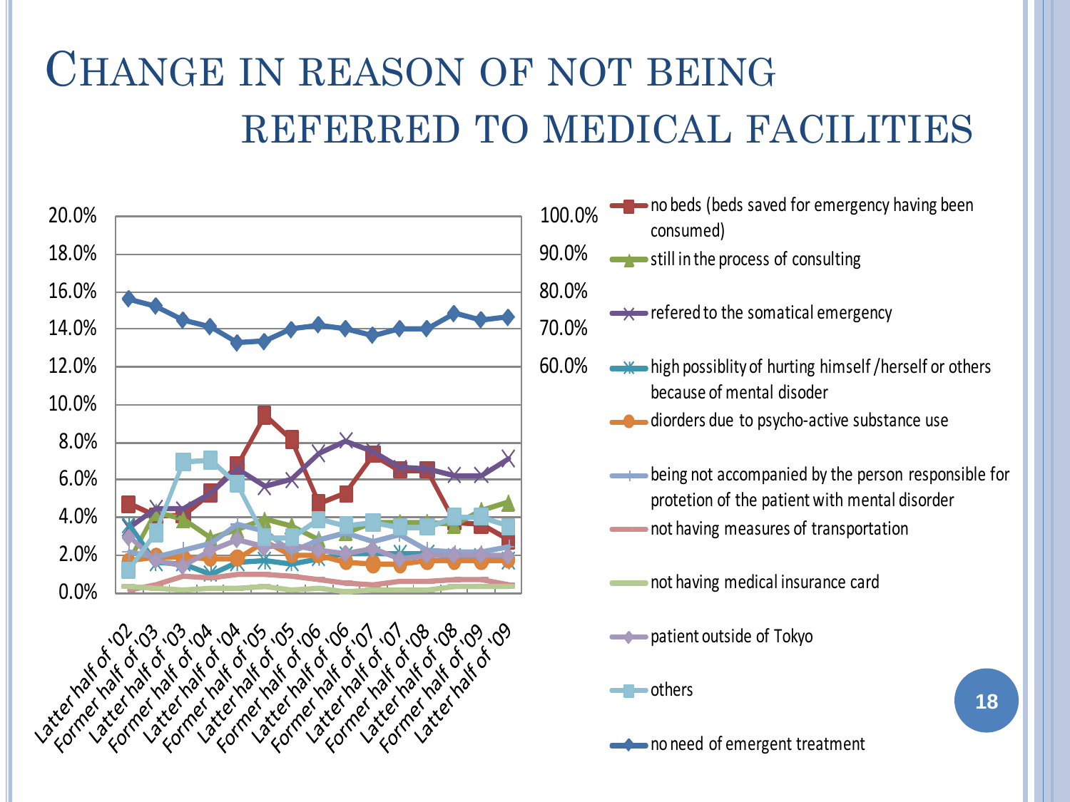# Change in reason of not being referred to medical facilities

20.0%
18.0%
16.0%
14.0%
12.0%
10.0%
8.0%
6.0%
4.0%
2.0%
0.0%

100.0%
90.0%
80.0%
70.0%
60.0%

Latter half of '02
Former half of '03
Latter half of '03
Former half of '04
Latter half of '04
Former half of '05
Latter half of '05
Former half of '06
Latter half of '06
Former half of '07
Latter half of '07
Former half of '08
Latter half of '08
Former half of '09
Latter half of '09

- no beds (beds saved for emergency having been consumed)
- still in the process of consulting
- refered to the somatical emergency
- high possiblity of hurting himself /herself or others because of mental disoder
- diorders due to psycho-active substance use
- being not accompanied by the person responsible for protetion of the patient with mental disorder
- not having measures of transportation
- not having medical insurance card
- patient outside of Tokyo
- others
- no need of emergent treatment